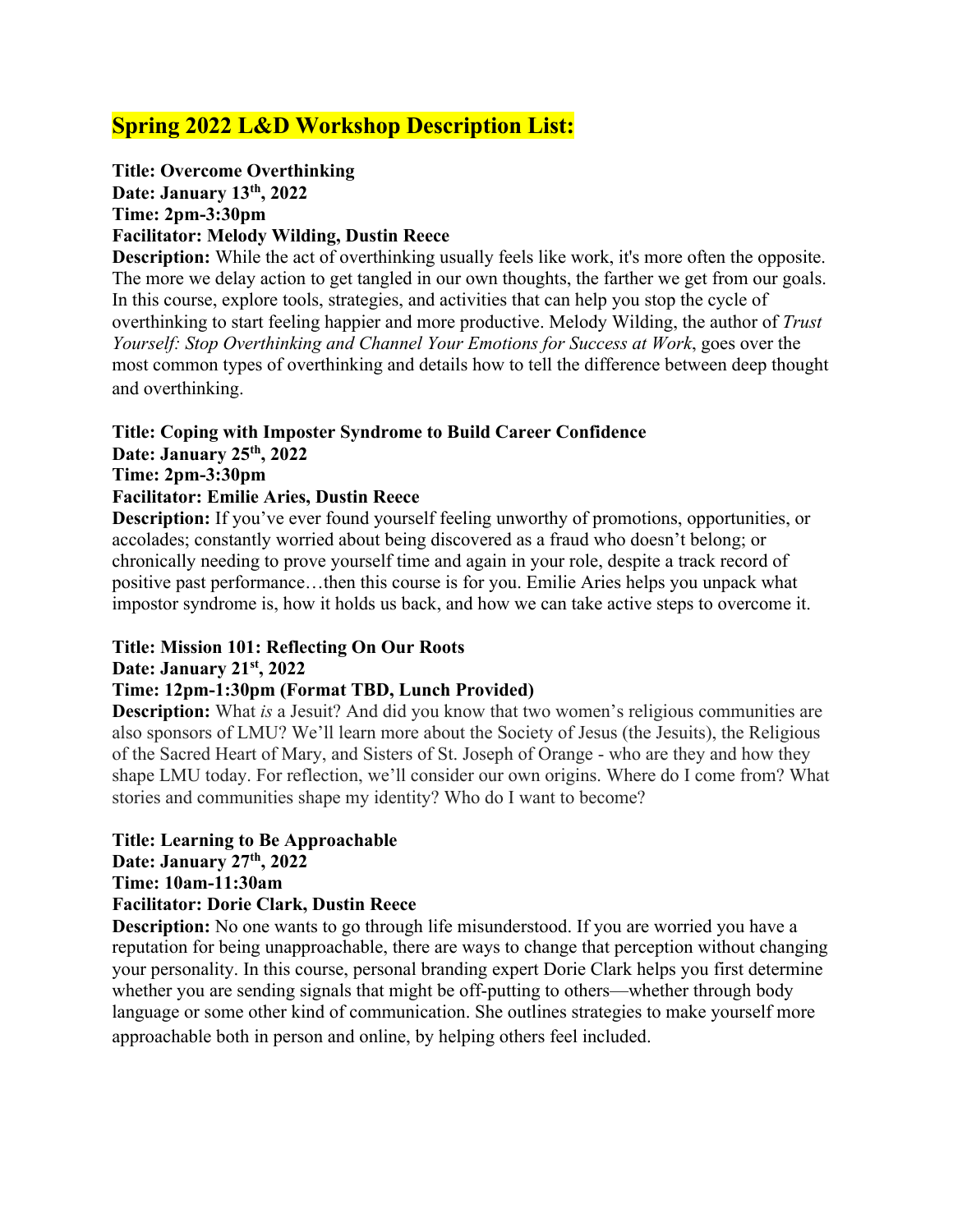# Spring 2022 L&D Workshop Description List:

**Title: Overcome Overthinking**
**Date: January 13th, 2022**
**Time: 2pm-3:30pm**
**Facilitator: Melody Wilding, Dustin Reece**
**Description:** While the act of overthinking usually feels like work, it's more often the opposite. The more we delay action to get tangled in our own thoughts, the farther we get from our goals. In this course, explore tools, strategies, and activities that can help you stop the cycle of overthinking to start feeling happier and more productive. Melody Wilding, the author of *Trust Yourself: Stop Overthinking and Channel Your Emotions for Success at Work*, goes over the most common types of overthinking and details how to tell the difference between deep thought and overthinking.

**Title: Coping with Imposter Syndrome to Build Career Confidence**
**Date: January 25th, 2022**
**Time: 2pm-3:30pm**
**Facilitator: Emilie Aries, Dustin Reece**
**Description:** If you've ever found yourself feeling unworthy of promotions, opportunities, or accolades; constantly worried about being discovered as a fraud who doesn't belong; or chronically needing to prove yourself time and again in your role, despite a track record of positive past performance…then this course is for you. Emilie Aries helps you unpack what impostor syndrome is, how it holds us back, and how we can take active steps to overcome it.

**Title: Mission 101: Reflecting On Our Roots**
**Date: January 21st, 2022**
**Time: 12pm-1:30pm (Format TBD, Lunch Provided)**
**Description:** What *is* a Jesuit? And did you know that two women's religious communities are also sponsors of LMU? We'll learn more about the Society of Jesus (the Jesuits), the Religious of the Sacred Heart of Mary, and Sisters of St. Joseph of Orange - who are they and how they shape LMU today. For reflection, we'll consider our own origins. Where do I come from? What stories and communities shape my identity? Who do I want to become?

**Title: Learning to Be Approachable**
**Date: January 27th, 2022**
**Time: 10am-11:30am**
**Facilitator: Dorie Clark, Dustin Reece**
**Description:** No one wants to go through life misunderstood. If you are worried you have a reputation for being unapproachable, there are ways to change that perception without changing your personality. In this course, personal branding expert Dorie Clark helps you first determine whether you are sending signals that might be off-putting to others—whether through body language or some other kind of communication. She outlines strategies to make yourself more approachable both in person and online, by helping others feel included.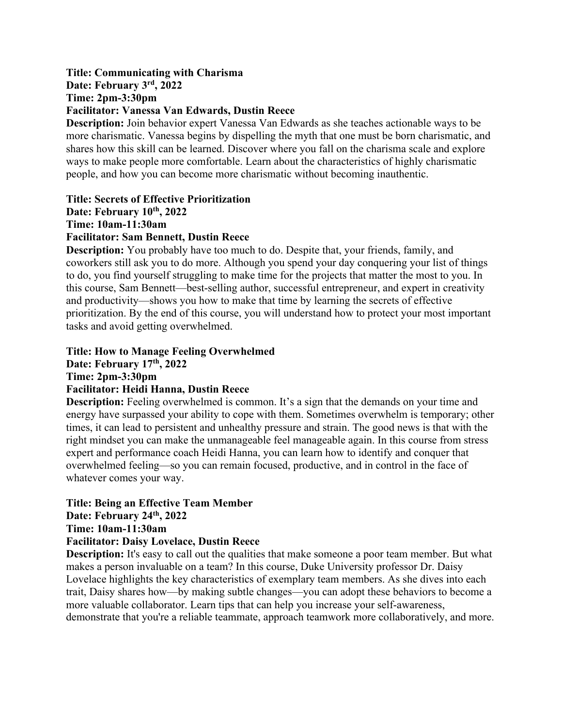**Title: Communicating with Charisma**
**Date: February 3rd, 2022**
**Time: 2pm-3:30pm**
**Facilitator: Vanessa Van Edwards, Dustin Reece**
**Description:** Join behavior expert Vanessa Van Edwards as she teaches actionable ways to be more charismatic. Vanessa begins by dispelling the myth that one must be born charismatic, and shares how this skill can be learned. Discover where you fall on the charisma scale and explore ways to make people more comfortable. Learn about the characteristics of highly charismatic people, and how you can become more charismatic without becoming inauthentic.

**Title: Secrets of Effective Prioritization**
**Date: February 10th, 2022**
**Time: 10am-11:30am**
**Facilitator: Sam Bennett, Dustin Reece**
**Description:** You probably have too much to do. Despite that, your friends, family, and coworkers still ask you to do more. Although you spend your day conquering your list of things to do, you find yourself struggling to make time for the projects that matter the most to you. In this course, Sam Bennett—best-selling author, successful entrepreneur, and expert in creativity and productivity—shows you how to make that time by learning the secrets of effective prioritization. By the end of this course, you will understand how to protect your most important tasks and avoid getting overwhelmed.

**Title: How to Manage Feeling Overwhelmed**
**Date: February 17th, 2022**
**Time: 2pm-3:30pm**
**Facilitator: Heidi Hanna, Dustin Reece**
**Description:** Feeling overwhelmed is common. It's a sign that the demands on your time and energy have surpassed your ability to cope with them. Sometimes overwhelm is temporary; other times, it can lead to persistent and unhealthy pressure and strain. The good news is that with the right mindset you can make the unmanageable feel manageable again. In this course from stress expert and performance coach Heidi Hanna, you can learn how to identify and conquer that overwhelmed feeling—so you can remain focused, productive, and in control in the face of whatever comes your way.

**Title: Being an Effective Team Member**
**Date: February 24th, 2022**
**Time: 10am-11:30am**
**Facilitator: Daisy Lovelace, Dustin Reece**
**Description:** It's easy to call out the qualities that make someone a poor team member. But what makes a person invaluable on a team? In this course, Duke University professor Dr. Daisy Lovelace highlights the key characteristics of exemplary team members. As she dives into each trait, Daisy shares how—by making subtle changes—you can adopt these behaviors to become a more valuable collaborator. Learn tips that can help you increase your self-awareness, demonstrate that you're a reliable teammate, approach teamwork more collaboratively, and more.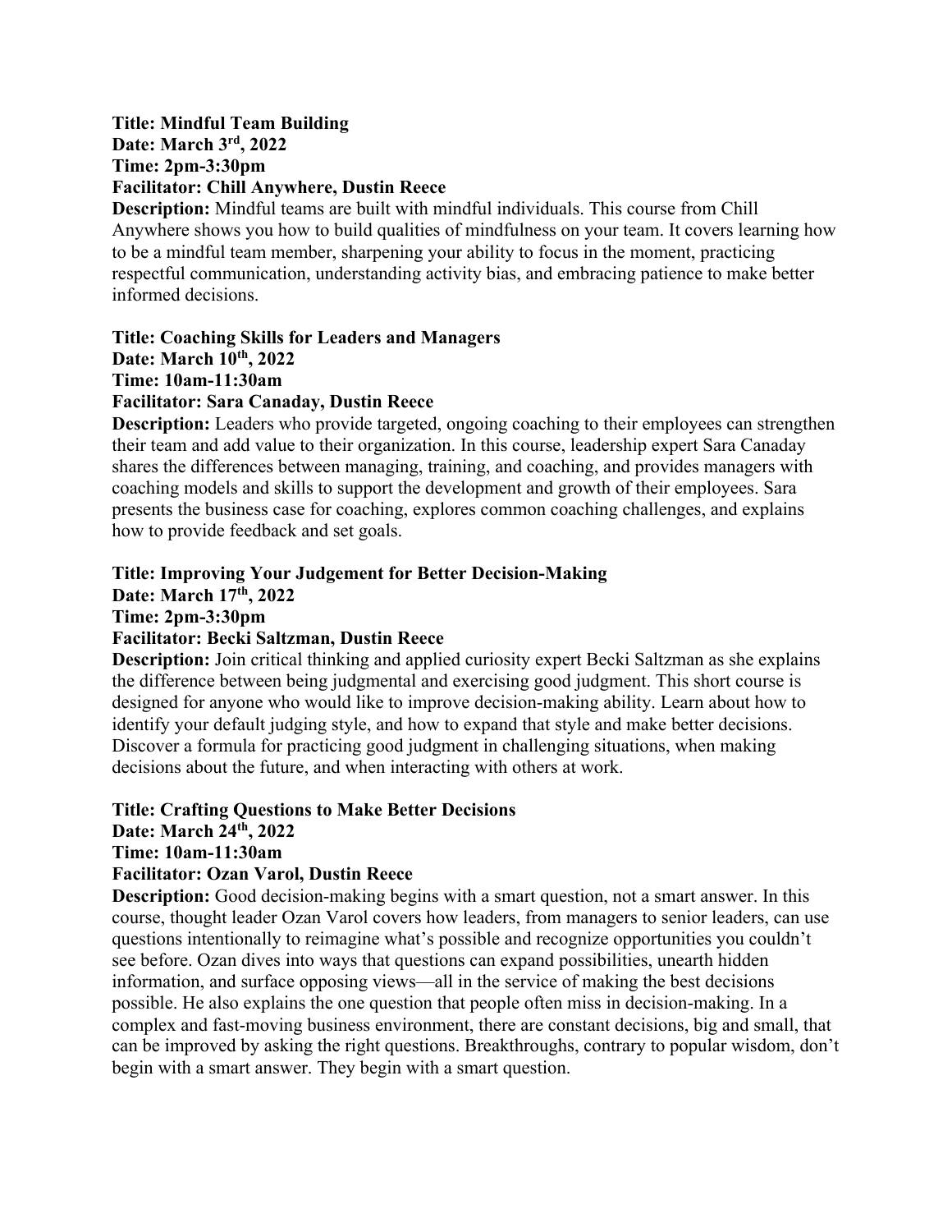**Title: Mindful Team Building**
**Date: March 3rd, 2022**
**Time: 2pm-3:30pm**
**Facilitator: Chill Anywhere, Dustin Reece**
**Description:** Mindful teams are built with mindful individuals. This course from Chill Anywhere shows you how to build qualities of mindfulness on your team. It covers learning how to be a mindful team member, sharpening your ability to focus in the moment, practicing respectful communication, understanding activity bias, and embracing patience to make better informed decisions.

**Title: Coaching Skills for Leaders and Managers**
**Date: March 10th, 2022**
**Time: 10am-11:30am**
**Facilitator: Sara Canaday, Dustin Reece**
**Description:** Leaders who provide targeted, ongoing coaching to their employees can strengthen their team and add value to their organization. In this course, leadership expert Sara Canaday shares the differences between managing, training, and coaching, and provides managers with coaching models and skills to support the development and growth of their employees. Sara presents the business case for coaching, explores common coaching challenges, and explains how to provide feedback and set goals.

**Title: Improving Your Judgement for Better Decision-Making**
**Date: March 17th, 2022**
**Time: 2pm-3:30pm**
**Facilitator: Becki Saltzman, Dustin Reece**
**Description:** Join critical thinking and applied curiosity expert Becki Saltzman as she explains the difference between being judgmental and exercising good judgment. This short course is designed for anyone who would like to improve decision-making ability. Learn about how to identify your default judging style, and how to expand that style and make better decisions. Discover a formula for practicing good judgment in challenging situations, when making decisions about the future, and when interacting with others at work.

**Title: Crafting Questions to Make Better Decisions**
**Date: March 24th, 2022**
**Time: 10am-11:30am**
**Facilitator: Ozan Varol, Dustin Reece**
**Description:** Good decision-making begins with a smart question, not a smart answer. In this course, thought leader Ozan Varol covers how leaders, from managers to senior leaders, can use questions intentionally to reimagine what's possible and recognize opportunities you couldn't see before. Ozan dives into ways that questions can expand possibilities, unearth hidden information, and surface opposing views—all in the service of making the best decisions possible. He also explains the one question that people often miss in decision-making. In a complex and fast-moving business environment, there are constant decisions, big and small, that can be improved by asking the right questions. Breakthroughs, contrary to popular wisdom, don't begin with a smart answer. They begin with a smart question.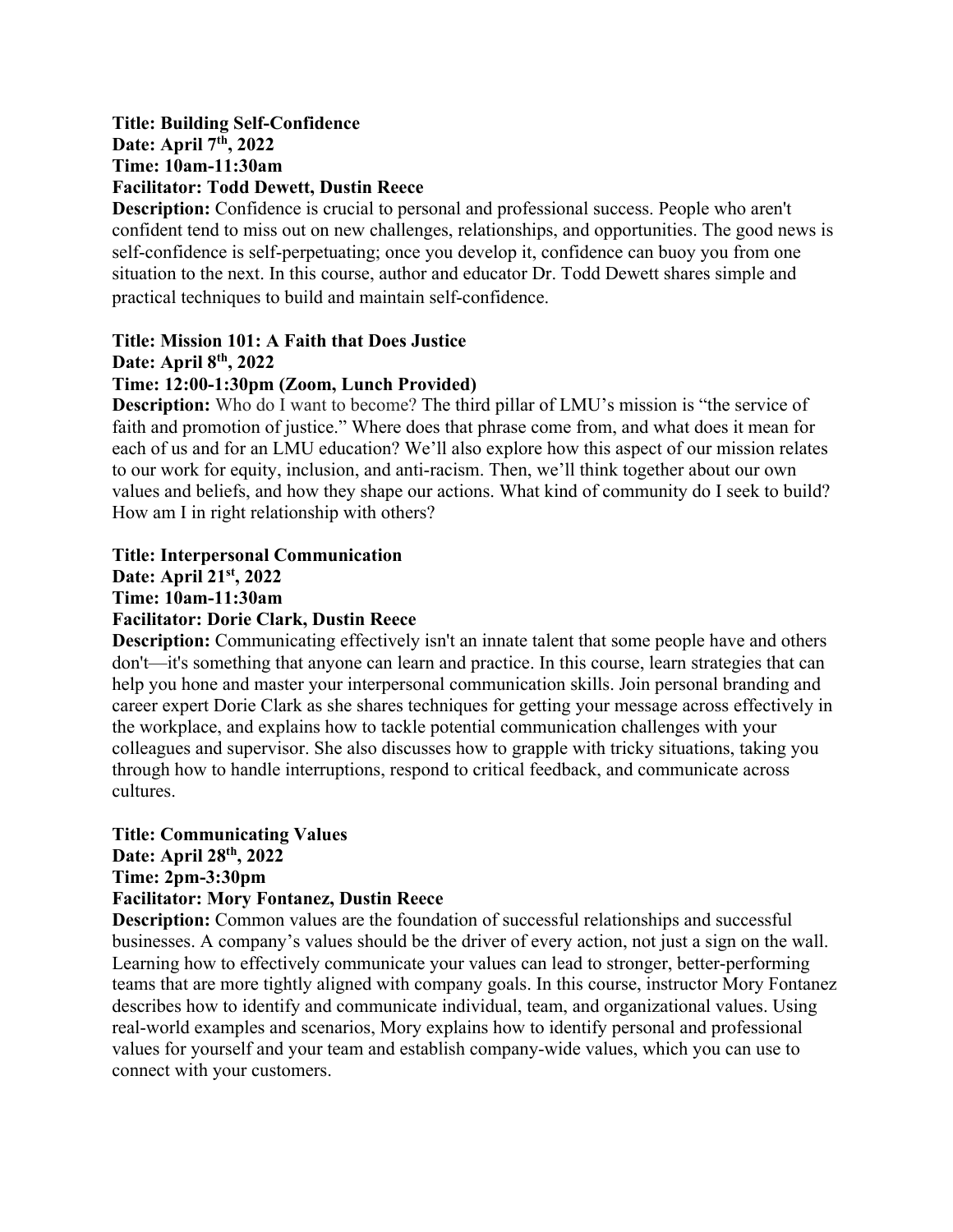**Title: Building Self-Confidence**
**Date: April 7th, 2022**
**Time: 10am-11:30am**
**Facilitator: Todd Dewett, Dustin Reece**
**Description:** Confidence is crucial to personal and professional success. People who aren't confident tend to miss out on new challenges, relationships, and opportunities. The good news is self-confidence is self-perpetuating; once you develop it, confidence can buoy you from one situation to the next. In this course, author and educator Dr. Todd Dewett shares simple and practical techniques to build and maintain self-confidence.

**Title: Mission 101: A Faith that Does Justice**
**Date: April 8th, 2022**
**Time: 12:00-1:30pm (Zoom, Lunch Provided)**
**Description:** Who do I want to become? The third pillar of LMU's mission is "the service of faith and promotion of justice." Where does that phrase come from, and what does it mean for each of us and for an LMU education? We'll also explore how this aspect of our mission relates to our work for equity, inclusion, and anti-racism. Then, we'll think together about our own values and beliefs, and how they shape our actions. What kind of community do I seek to build? How am I in right relationship with others?

**Title: Interpersonal Communication**
**Date: April 21st, 2022**
**Time: 10am-11:30am**
**Facilitator: Dorie Clark, Dustin Reece**
**Description:** Communicating effectively isn't an innate talent that some people have and others don't—it's something that anyone can learn and practice. In this course, learn strategies that can help you hone and master your interpersonal communication skills. Join personal branding and career expert Dorie Clark as she shares techniques for getting your message across effectively in the workplace, and explains how to tackle potential communication challenges with your colleagues and supervisor. She also discusses how to grapple with tricky situations, taking you through how to handle interruptions, respond to critical feedback, and communicate across cultures.

**Title: Communicating Values**
**Date: April 28th, 2022**
**Time: 2pm-3:30pm**
**Facilitator: Mory Fontanez, Dustin Reece**
**Description:** Common values are the foundation of successful relationships and successful businesses. A company's values should be the driver of every action, not just a sign on the wall. Learning how to effectively communicate your values can lead to stronger, better-performing teams that are more tightly aligned with company goals. In this course, instructor Mory Fontanez describes how to identify and communicate individual, team, and organizational values. Using real-world examples and scenarios, Mory explains how to identify personal and professional values for yourself and your team and establish company-wide values, which you can use to connect with your customers.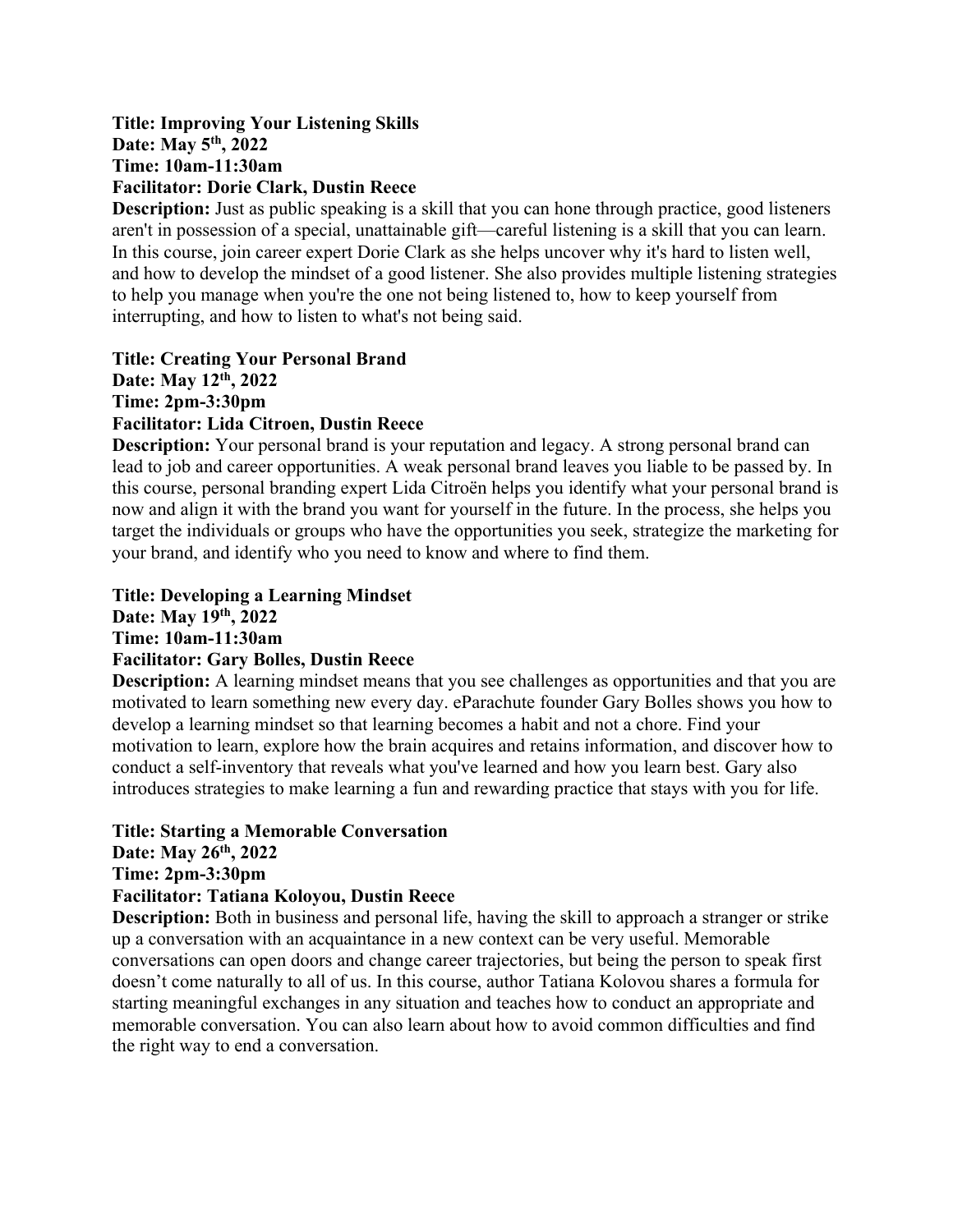**Title: Improving Your Listening Skills**
**Date: May 5th, 2022**
**Time: 10am-11:30am**
**Facilitator: Dorie Clark, Dustin Reece**
**Description:** Just as public speaking is a skill that you can hone through practice, good listeners aren't in possession of a special, unattainable gift—careful listening is a skill that you can learn. In this course, join career expert Dorie Clark as she helps uncover why it's hard to listen well, and how to develop the mindset of a good listener. She also provides multiple listening strategies to help you manage when you're the one not being listened to, how to keep yourself from interrupting, and how to listen to what's not being said.

**Title: Creating Your Personal Brand**
**Date: May 12th, 2022**
**Time: 2pm-3:30pm**
**Facilitator: Lida Citroen, Dustin Reece**
**Description:** Your personal brand is your reputation and legacy. A strong personal brand can lead to job and career opportunities. A weak personal brand leaves you liable to be passed by. In this course, personal branding expert Lida Citroën helps you identify what your personal brand is now and align it with the brand you want for yourself in the future. In the process, she helps you target the individuals or groups who have the opportunities you seek, strategize the marketing for your brand, and identify who you need to know and where to find them.

**Title: Developing a Learning Mindset**
**Date: May 19th, 2022**
**Time: 10am-11:30am**
**Facilitator: Gary Bolles, Dustin Reece**
**Description:** A learning mindset means that you see challenges as opportunities and that you are motivated to learn something new every day. eParachute founder Gary Bolles shows you how to develop a learning mindset so that learning becomes a habit and not a chore. Find your motivation to learn, explore how the brain acquires and retains information, and discover how to conduct a self-inventory that reveals what you've learned and how you learn best. Gary also introduces strategies to make learning a fun and rewarding practice that stays with you for life.

**Title: Starting a Memorable Conversation**
**Date: May 26th, 2022**
**Time: 2pm-3:30pm**
**Facilitator: Tatiana Koloyou, Dustin Reece**
**Description:** Both in business and personal life, having the skill to approach a stranger or strike up a conversation with an acquaintance in a new context can be very useful. Memorable conversations can open doors and change career trajectories, but being the person to speak first doesn't come naturally to all of us. In this course, author Tatiana Kolovou shares a formula for starting meaningful exchanges in any situation and teaches how to conduct an appropriate and memorable conversation. You can also learn about how to avoid common difficulties and find the right way to end a conversation.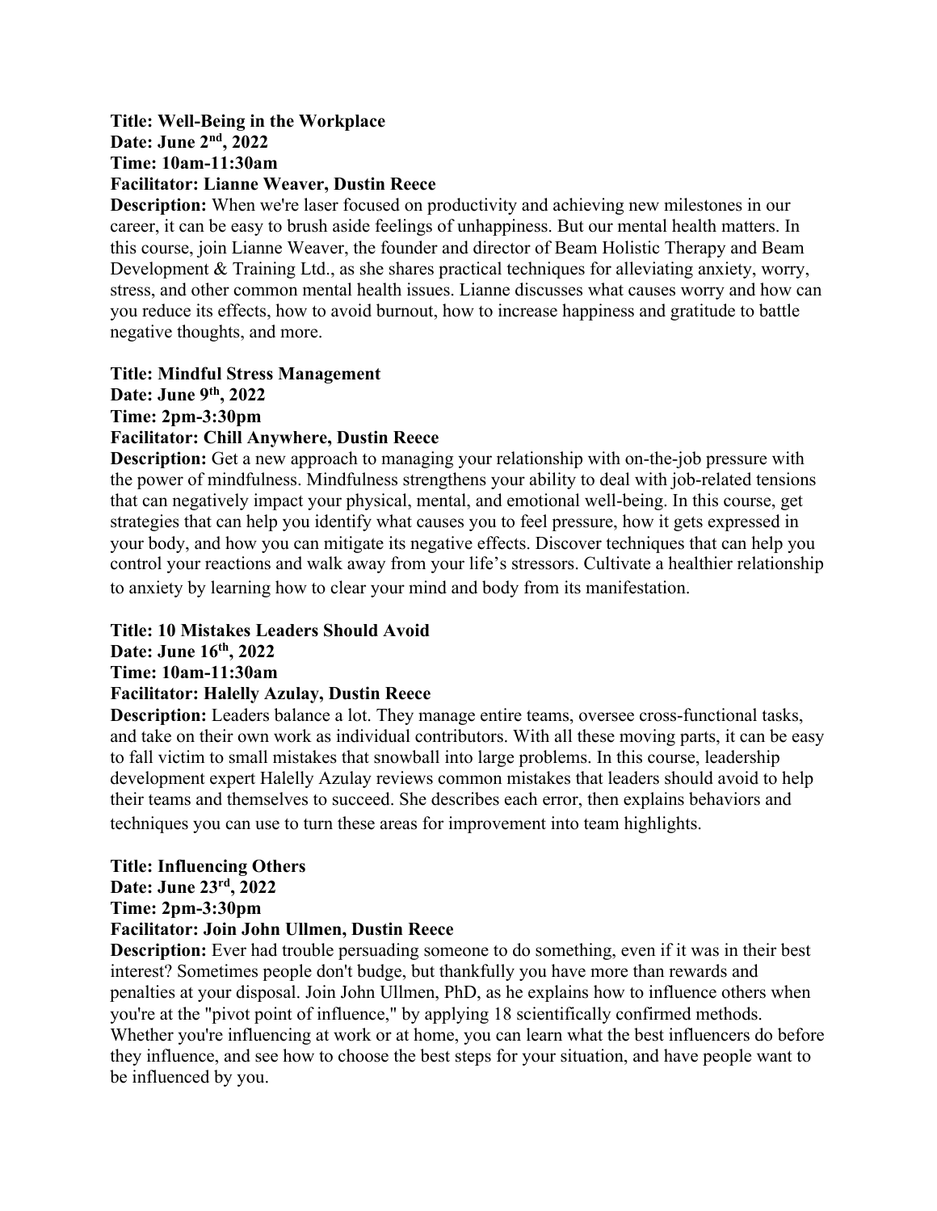**Title: Well-Being in the Workplace**
**Date: June 2nd, 2022**
**Time: 10am-11:30am**
**Facilitator: Lianne Weaver, Dustin Reece**
**Description:** When we're laser focused on productivity and achieving new milestones in our career, it can be easy to brush aside feelings of unhappiness. But our mental health matters. In this course, join Lianne Weaver, the founder and director of Beam Holistic Therapy and Beam Development & Training Ltd., as she shares practical techniques for alleviating anxiety, worry, stress, and other common mental health issues. Lianne discusses what causes worry and how can you reduce its effects, how to avoid burnout, how to increase happiness and gratitude to battle negative thoughts, and more.

**Title: Mindful Stress Management**
**Date: June 9th, 2022**
**Time: 2pm-3:30pm**
**Facilitator: Chill Anywhere, Dustin Reece**
**Description:** Get a new approach to managing your relationship with on-the-job pressure with the power of mindfulness. Mindfulness strengthens your ability to deal with job-related tensions that can negatively impact your physical, mental, and emotional well-being. In this course, get strategies that can help you identify what causes you to feel pressure, how it gets expressed in your body, and how you can mitigate its negative effects. Discover techniques that can help you control your reactions and walk away from your life's stressors. Cultivate a healthier relationship to anxiety by learning how to clear your mind and body from its manifestation.

**Title: 10 Mistakes Leaders Should Avoid**
**Date: June 16th, 2022**
**Time: 10am-11:30am**
**Facilitator: Halelly Azulay, Dustin Reece**
**Description:** Leaders balance a lot. They manage entire teams, oversee cross-functional tasks, and take on their own work as individual contributors. With all these moving parts, it can be easy to fall victim to small mistakes that snowball into large problems. In this course, leadership development expert Halelly Azulay reviews common mistakes that leaders should avoid to help their teams and themselves to succeed. She describes each error, then explains behaviors and techniques you can use to turn these areas for improvement into team highlights.

**Title: Influencing Others**
**Date: June 23rd, 2022**
**Time: 2pm-3:30pm**
**Facilitator: Join John Ullmen, Dustin Reece**
**Description:** Ever had trouble persuading someone to do something, even if it was in their best interest? Sometimes people don't budge, but thankfully you have more than rewards and penalties at your disposal. Join John Ullmen, PhD, as he explains how to influence others when you're at the "pivot point of influence," by applying 18 scientifically confirmed methods. Whether you're influencing at work or at home, you can learn what the best influencers do before they influence, and see how to choose the best steps for your situation, and have people want to be influenced by you.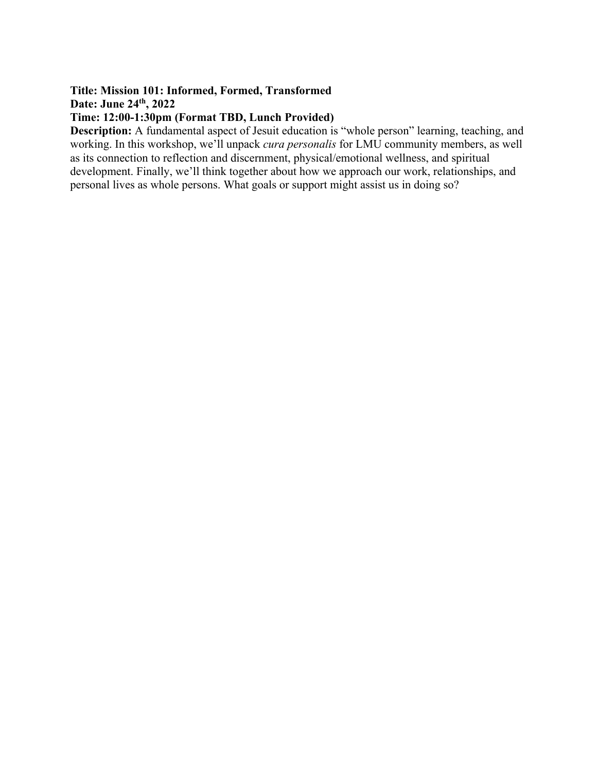**Title: Mission 101: Informed, Formed, Transformed**
**Date: June 24th, 2022**
**Time: 12:00-1:30pm (Format TBD, Lunch Provided)**
**Description:** A fundamental aspect of Jesuit education is "whole person" learning, teaching, and working. In this workshop, we'll unpack *cura personalis* for LMU community members, as well as its connection to reflection and discernment, physical/emotional wellness, and spiritual development. Finally, we'll think together about how we approach our work, relationships, and personal lives as whole persons. What goals or support might assist us in doing so?